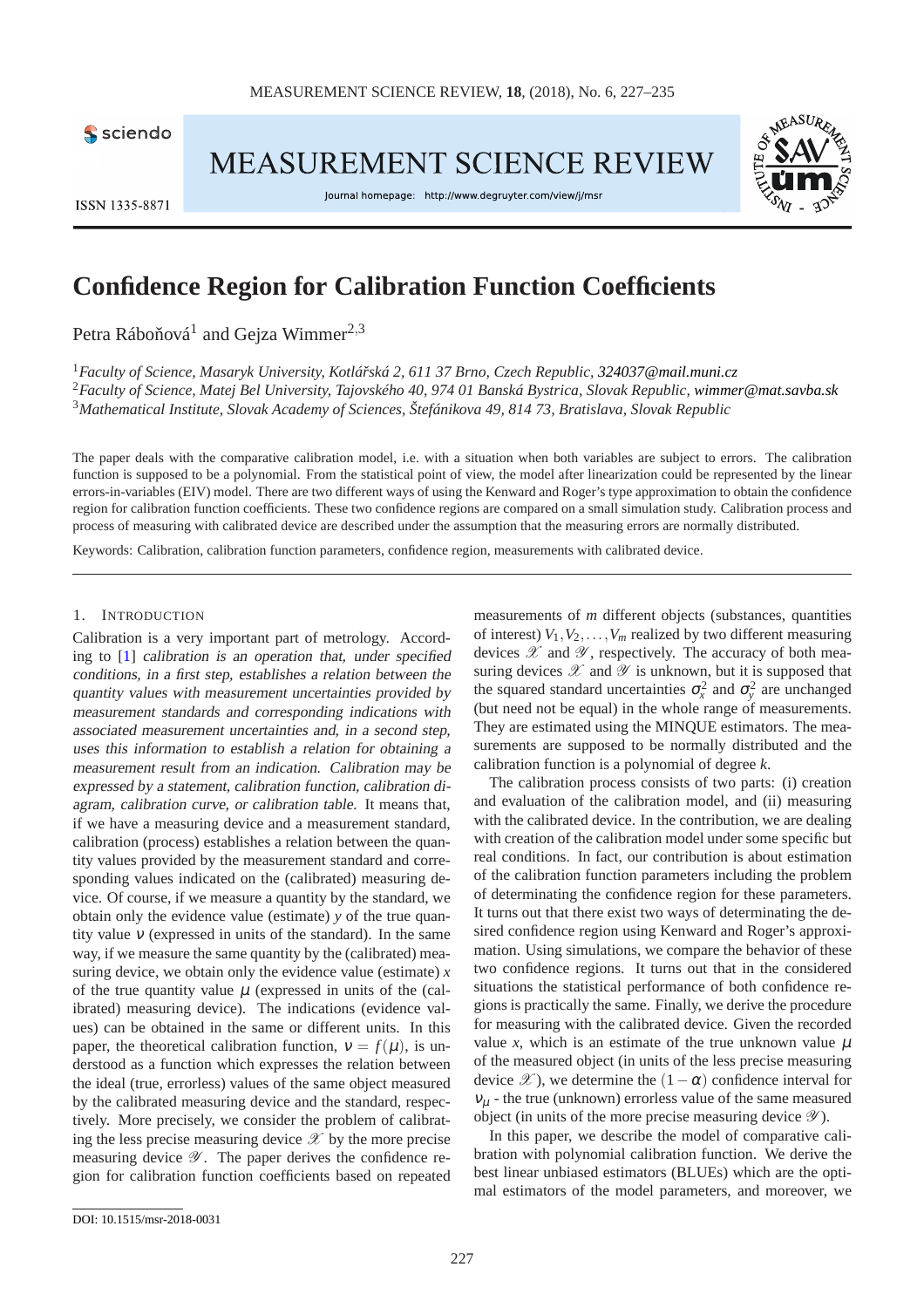# Confidence Region for Calibration Function Coefficients

Petra Ráboňová[1] and Gejza Wimmer[2,3]

[1] *Faculty of Science, Masaryk University, Kotlářská 2, 611 37 Brno, Czech Republic, 324037@mail.muni.cz*
[2] *Faculty of Science, Matej Bel University, Tajovského 40, 974 01 Banská Bystrica, Slovak Republic, wimmer@mat.savba.sk*
[3] *Mathematical Institute, Slovak Academy of Sciences, Štefánikova 49, 814 73, Bratislava, Slovak Republic*

The paper deals with the comparative calibration model, i.e. with a situation when both variables are subject to errors. The calibration function is supposed to be a polynomial. From the statistical point of view, the model after linearization could be represented by the linear errors-in-variables (EIV) model. There are two different ways of using the Kenward and Roger's type approximation to obtain the confidence region for calibration function coefficients. These two confidence regions are compared on a small simulation study. Calibration process and process of measuring with calibrated device are described under the assumption that the measuring errors are normally distributed.

Keywords: Calibration, calibration function parameters, confidence region, measurements with calibrated device.

## 1. Introduction

Calibration is a very important part of metrology. According to [1] *calibration is an operation that, under specified conditions, in a first step, establishes a relation between the quantity values with measurement uncertainties provided by measurement standards and corresponding indications with associated measurement uncertainties and, in a second step, uses this information to establish a relation for obtaining a measurement result from an indication. Calibration may be expressed by a statement, calibration function, calibration diagram, calibration curve, or calibration table.* It means that, if we have a measuring device and a measurement standard, calibration (process) establishes a relation between the quantity values provided by the measurement standard and corresponding values indicated on the (calibrated) measuring device. Of course, if we measure a quantity by the standard, we obtain only the evidence value (estimate) $y$ of the true quantity value $\nu$ (expressed in units of the standard). In the same way, if we measure the same quantity by the (calibrated) measuring device, we obtain only the evidence value (estimate) $x$ of the true quantity value $\mu$ (expressed in units of the (calibrated) measuring device). The indications (evidence values) can be obtained in the same or different units. In this paper, the theoretical calibration function, $\nu = f(\mu)$, is understood as a function which expresses the relation between the ideal (true, errorless) values of the same object measured by the calibrated measuring device and the standard, respectively. More precisely, we consider the problem of calibrating the less precise measuring device $\mathscr{X}$ by the more precise measuring device $\mathscr{Y}$. The paper derives the confidence region for calibration function coefficients based on repeated measurements of $m$ different objects (substances, quantities of interest) $V_1, V_2, \ldots, V_m$ realized by two different measuring devices $\mathscr{X}$ and $\mathscr{Y}$, respectively. The accuracy of both measuring devices $\mathscr{X}$ and $\mathscr{Y}$ is unknown, but it is supposed that the squared standard uncertainties $\sigma_x^2$ and $\sigma_y^2$ are unchanged (but need not be equal) in the whole range of measurements. They are estimated using the MINQUE estimators. The measurements are supposed to be normally distributed and the calibration function is a polynomial of degree $k$.

The calibration process consists of two parts: (i) creation and evaluation of the calibration model, and (ii) measuring with the calibrated device. In the contribution, we are dealing with creation of the calibration model under some specific but real conditions. In fact, our contribution is about estimation of the calibration function parameters including the problem of determinating the confidence region for these parameters. It turns out that there exist two ways of determinating the desired confidence region using Kenward and Roger's approximation. Using simulations, we compare the behavior of these two confidence regions. It turns out that in the considered situations the statistical performance of both confidence regions is practically the same. Finally, we derive the procedure for measuring with the calibrated device. Given the recorded value $x$, which is an estimate of the true unknown value $\mu$ of the measured object (in units of the less precise measuring device $\mathscr{X}$), we determine the $(1-\alpha)$ confidence interval for $\nu_\mu$ - the true (unknown) errorless value of the same measured object (in units of the more precise measuring device $\mathscr{Y}$).

In this paper, we describe the model of comparative calibration with polynomial calibration function. We derive the best linear unbiased estimators (BLUEs) which are the optimal estimators of the model parameters, and moreover, we

DOI: 10.1515/msr-2018-0031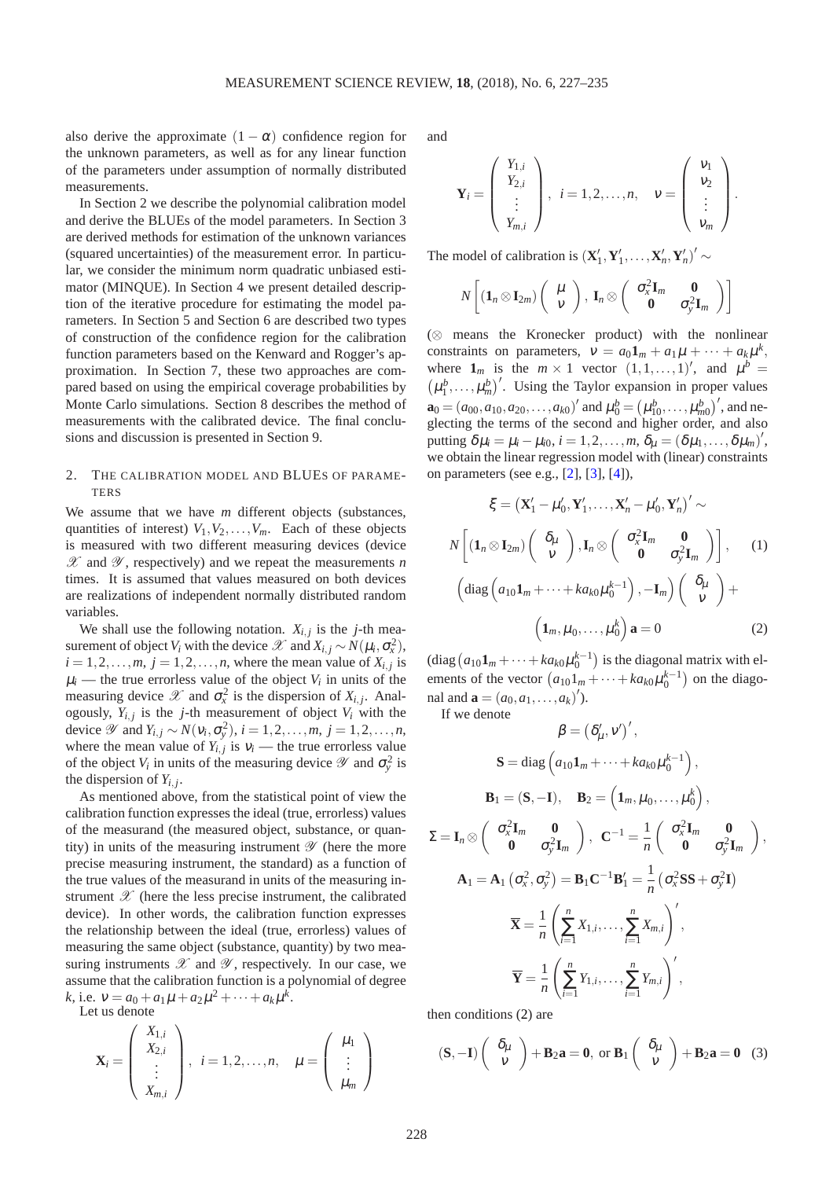also derive the approximate $(1-\alpha)$ confidence region for the unknown parameters, as well as for any linear function of the parameters under assumption of normally distributed measurements.

In Section 2 we describe the polynomial calibration model and derive the BLUEs of the model parameters. In Section 3 are derived methods for estimation of the unknown variances (squared uncertainties) of the measurement error. In particular, we consider the minimum norm quadratic unbiased estimator (MINQUE). In Section 4 we present detailed description of the iterative procedure for estimating the model parameters. In Section 5 and Section 6 are described two types of construction of the confidence region for the calibration function parameters based on the Kenward and Rogger's approximation. In Section 7, these two approaches are compared based on using the empirical coverage probabilities by Monte Carlo simulations. Section 8 describes the method of measurements with the calibrated device. The final conclusions and discussion is presented in Section 9.

## 2. The calibration model and BLUEs of parameters

We assume that we have $m$ different objects (substances, quantities of interest) $V_1, V_2, \ldots, V_m$. Each of these objects is measured with two different measuring devices (device $\mathscr{X}$ and $\mathscr{Y}$, respectively) and we repeat the measurements $n$ times. It is assumed that values measured on both devices are realizations of independent normally distributed random variables.

We shall use the following notation. $X_{i,j}$ is the $j$-th measurement of object $V_i$ with the device $\mathscr{X}$ and $X_{i,j} \sim N(\mu_i, \sigma_x^2)$, $i = 1,2,\ldots,m$, $j = 1,2,\ldots,n$, where the mean value of $X_{i,j}$ is $\mu_i$ — the true errorless value of the object $V_i$ in units of the measuring device $\mathscr{X}$ and $\sigma_x^2$ is the dispersion of $X_{i,j}$. Analogously, $Y_{i,j}$ is the $j$-th measurement of object $V_i$ with the device $\mathscr{Y}$ and $Y_{i,j} \sim N(\nu_i, \sigma_y^2)$, $i = 1,2,\ldots,m$, $j = 1,2,\ldots,n$, where the mean value of $Y_{i,j}$ is $\nu_i$ — the true errorless value of the object $V_i$ in units of the measuring device $\mathscr{Y}$ and $\sigma_y^2$ is the dispersion of $Y_{i,j}$.

As mentioned above, from the statistical point of view the calibration function expresses the ideal (true, errorless) values of the measurand (the measured object, substance, or quantity) in units of the measuring instrument $\mathscr{Y}$ (here the more precise measuring instrument, the standard) as a function of the true values of the measurand in units of the measuring instrument $\mathscr{X}$ (here the less precise instrument, the calibrated device). In other words, the calibration function expresses the relationship between the ideal (true, errorless) values of measuring the same object (substance, quantity) by two measuring instruments $\mathscr{X}$ and $\mathscr{Y}$, respectively. In our case, we assume that the calibration function is a polynomial of degree $k$, i.e. $\nu = a_0 + a_1\mu + a_2\mu^2 + \cdots + a_k\mu^k$.

Let us denote

$$\mathbf{X}_i = \begin{pmatrix} X_{1,i} \\ X_{2,i} \\ \vdots \\ X_{m,i} \end{pmatrix}, \quad i = 1,2,\ldots,n, \quad \mu = \begin{pmatrix} \mu_1 \\ \vdots \\ \mu_m \end{pmatrix}$$

and

$$\mathbf{Y}_i = \begin{pmatrix} Y_{1,i} \\ Y_{2,i} \\ \vdots \\ Y_{m,i} \end{pmatrix}, \quad i = 1,2,\ldots,n, \quad \nu = \begin{pmatrix} \nu_1 \\ \nu_2 \\ \vdots \\ \nu_m \end{pmatrix}.$$

The model of calibration is $(\mathbf{X}_1', \mathbf{Y}_1', \ldots, \mathbf{X}_n', \mathbf{Y}_n')' \sim$

$$N\left[(\mathbf{1}_n \otimes \mathbf{I}_{2m})\begin{pmatrix} \mu \\ \nu \end{pmatrix}, \; \mathbf{I}_n \otimes \begin{pmatrix} \sigma_x^2\mathbf{I}_m & \mathbf{0} \\ \mathbf{0} & \sigma_y^2\mathbf{I}_m \end{pmatrix}\right]$$

($\otimes$ means the Kronecker product) with the nonlinear constraints on parameters, $\nu = a_0\mathbf{1}_m + a_1\mu + \cdots + a_k\mu^k$, where $\mathbf{1}_m$ is the $m \times 1$ vector $(1,1,\ldots,1)'$, and $\mu^b = \left(\mu_1^b, \ldots, \mu_m^b\right)'$. Using the Taylor expansion in proper values $\mathbf{a}_0 = (a_{00}, a_{10}, a_{20}, \ldots, a_{k0})'$ and $\mu_0^b = \left(\mu_{10}^b, \ldots, \mu_{m0}^b\right)'$, and neglecting the terms of the second and higher order, and also putting $\delta\mu_i = \mu_i - \mu_{i0}$, $i = 1,2,\ldots,m$, $\delta_\mu = (\delta\mu_1, \ldots, \delta\mu_m)'$, we obtain the linear regression model with (linear) constraints on parameters (see e.g., [2], [3], [4]),

$$\xi = \left(\mathbf{X}_1' - \mu_0', \mathbf{Y}_1', \ldots, \mathbf{X}_n' - \mu_0', \mathbf{Y}_n'\right)' \sim$$

$$N\left[(\mathbf{1}_n \otimes \mathbf{I}_{2m})\begin{pmatrix} \delta_\mu \\ \nu \end{pmatrix}, \mathbf{I}_n \otimes \begin{pmatrix} \sigma_x^2\mathbf{I}_m & \mathbf{0} \\ \mathbf{0} & \sigma_y^2\mathbf{I}_m \end{pmatrix}\right], \quad (1)$$

$$\left(\operatorname{diag}\left(a_{10}\mathbf{1}_m + \cdots + ka_{k0}\mu_0^{k-1}\right), -\mathbf{I}_m\right)\begin{pmatrix} \delta_\mu \\ \nu \end{pmatrix} + \left(\mathbf{1}_m, \mu_0, \ldots, \mu_0^k\right)\mathbf{a} = 0 \quad (2)$$

($\operatorname{diag}\left(a_{10}\mathbf{1}_m + \cdots + ka_{k0}\mu_0^{k-1}\right)$ is the diagonal matrix with elements of the vector $\left(a_{10}\mathbf{1}_m + \cdots + ka_{k0}\mu_0^{k-1}\right)$ on the diagonal and $\mathbf{a} = (a_0, a_1, \ldots, a_k)'$).

If we denote

$$\beta = \left(\delta_\mu', \nu'\right)',$$

$$\mathbf{S} = \operatorname{diag}\left(a_{10}\mathbf{1}_m + \cdots + ka_{k0}\mu_0^{k-1}\right),$$

$$\mathbf{B}_1 = (\mathbf{S}, -\mathbf{I}), \quad \mathbf{B}_2 = \left(\mathbf{1}_m, \mu_0, \ldots, \mu_0^k\right),$$

$$\Sigma = \mathbf{I}_n \otimes \begin{pmatrix} \sigma_x^2\mathbf{I}_m & \mathbf{0} \\ \mathbf{0} & \sigma_y^2\mathbf{I}_m \end{pmatrix}, \quad \mathbf{C}^{-1} = \frac{1}{n}\begin{pmatrix} \sigma_x^2\mathbf{I}_m & \mathbf{0} \\ \mathbf{0} & \sigma_y^2\mathbf{I}_m \end{pmatrix},$$

$$\mathbf{A}_1 = \mathbf{A}_1\left(\sigma_x^2, \sigma_y^2\right) = \mathbf{B}_1\mathbf{C}^{-1}\mathbf{B}_1' = \frac{1}{n}\left(\sigma_x^2\mathbf{S}\mathbf{S} + \sigma_y^2\mathbf{I}\right)$$

$$\overline{\mathbf{X}} = \frac{1}{n}\left(\sum_{i=1}^n X_{1,i}, \ldots, \sum_{i=1}^n X_{m,i}\right)',$$

$$\overline{\mathbf{Y}} = \frac{1}{n}\left(\sum_{i=1}^n Y_{1,i}, \ldots, \sum_{i=1}^n Y_{m,i}\right)',$$

then conditions (2) are

$$(\mathbf{S}, -\mathbf{I})\begin{pmatrix} \delta_\mu \\ \nu \end{pmatrix} + \mathbf{B}_2\mathbf{a} = \mathbf{0}, \text{ or } \mathbf{B}_1\begin{pmatrix} \delta_\mu \\ \nu \end{pmatrix} + \mathbf{B}_2\mathbf{a} = \mathbf{0} \quad (3)$$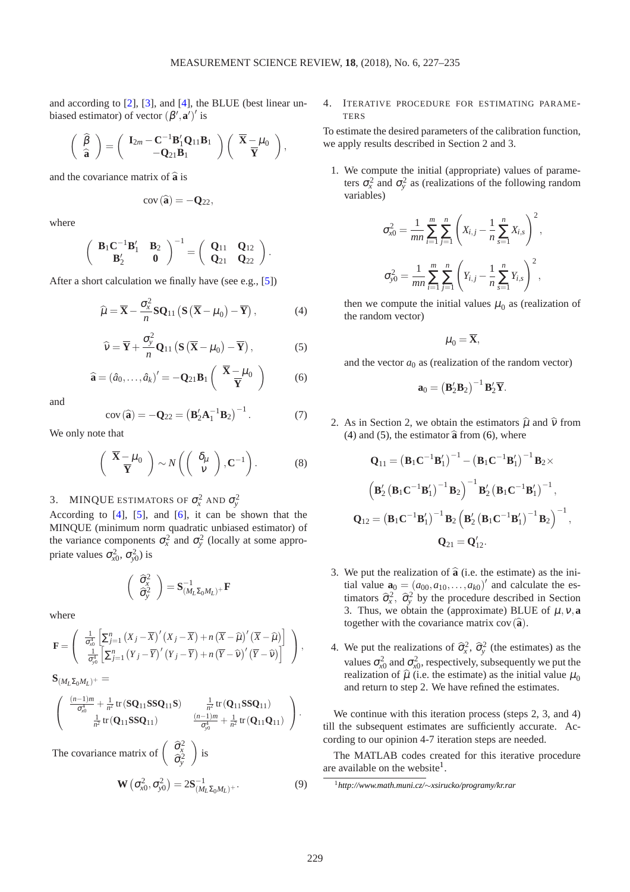and according to [2], [3], and [4], the BLUE (best linear unbiased estimator) of vector $(\beta', \mathbf{a}')'$ is

$$\begin{pmatrix} \widehat{\beta} \\ \widehat{\mathbf{a}} \end{pmatrix} = \begin{pmatrix} \mathbf{I}_{2m} - \mathbf{C}^{-1}\mathbf{B}_1'\mathbf{Q}_{11}\mathbf{B}_1 \\ -\mathbf{Q}_{21}\mathbf{B}_1 \end{pmatrix} \begin{pmatrix} \overline{\mathbf{X}} - \mu_0 \\ \overline{\mathbf{Y}} \end{pmatrix},$$

and the covariance matrix of $\widehat{\mathbf{a}}$ is

$$\mathrm{cov}(\widehat{\mathbf{a}}) = -\mathbf{Q}_{22},$$

where

$$\begin{pmatrix} \mathbf{B}_1\mathbf{C}^{-1}\mathbf{B}_1' & \mathbf{B}_2 \\ \mathbf{B}_2' & \mathbf{0} \end{pmatrix}^{-1} = \begin{pmatrix} \mathbf{Q}_{11} & \mathbf{Q}_{12} \\ \mathbf{Q}_{21} & \mathbf{Q}_{22} \end{pmatrix}.$$

After a short calculation we finally have (see e.g., [5])

$$\widehat{\mu} = \overline{\mathbf{X}} - \frac{\sigma_x^2}{n}\mathbf{S}\mathbf{Q}_{11}\left(\mathbf{S}\left(\overline{\mathbf{X}} - \mu_0\right) - \overline{\mathbf{Y}}\right), \tag{4}$$

$$\widehat{\nu} = \overline{\mathbf{Y}} + \frac{\sigma_y^2}{n}\mathbf{Q}_{11}\left(\mathbf{S}\left(\overline{\mathbf{X}} - \mu_0\right) - \overline{\mathbf{Y}}\right), \tag{5}$$

$$\widehat{\mathbf{a}} = (\hat{a}_0, \ldots, \hat{a}_k)' = -\mathbf{Q}_{21}\mathbf{B}_1 \begin{pmatrix} \overline{\mathbf{X}} - \mu_0 \\ \overline{\mathbf{Y}} \end{pmatrix} \tag{6}$$

and

$$\mathrm{cov}(\widehat{\mathbf{a}}) = -\mathbf{Q}_{22} = \left(\mathbf{B}_2'\mathbf{A}_1^{-1}\mathbf{B}_2\right)^{-1}. \tag{7}$$

We only note that

$$\begin{pmatrix} \overline{\mathbf{X}} - \mu_0 \\ \overline{\mathbf{Y}} \end{pmatrix} \sim N\left(\begin{pmatrix} \delta_\mu \\ \nu \end{pmatrix}, \mathbf{C}^{-1}\right). \tag{8}$$

## 3. MINQUE ESTIMATORS OF $\sigma_x^2$ AND $\sigma_y^2$

According to [4], [5], and [6], it can be shown that the MINQUE (minimum norm quadratic unbiased estimator) of the variance components $\sigma_x^2$ and $\sigma_y^2$ (locally at some appropriate values $\sigma_{x0}^2$, $\sigma_{y0}^2$) is

$$\begin{pmatrix} \widehat{\sigma}_x^2 \\ \widehat{\sigma}_y^2 \end{pmatrix} = \mathbf{S}_{(M_L\Sigma_0M_L)^+}^{-1}\mathbf{F}$$

where

$$\mathbf{F} = \begin{pmatrix} \frac{1}{\sigma_{x0}^4}\left[\sum_{j=1}^n\left(X_j - \overline{X}\right)'\left(X_j - \overline{X}\right) + n\left(\overline{X} - \widehat{\mu}\right)'\left(\overline{X} - \widehat{\mu}\right)\right] \\ \frac{1}{\sigma_{y0}^4}\left[\sum_{j=1}^n\left(Y_j - \overline{Y}\right)'\left(Y_j - \overline{Y}\right) + n\left(\overline{Y} - \widehat{\nu}\right)'\left(\overline{Y} - \widehat{\nu}\right)\right] \end{pmatrix},$$

$$\mathbf{S}_{(M_L\Sigma_0M_L)^+} =$$

$$\begin{pmatrix} \frac{(n-1)m}{\sigma_{x0}^4} + \frac{1}{n^2}\mathrm{tr}\left(\mathbf{S}\mathbf{Q}_{11}\mathbf{S}\mathbf{S}\mathbf{Q}_{11}\mathbf{S}\right) & \frac{1}{n^2}\mathrm{tr}\left(\mathbf{Q}_{11}\mathbf{S}\mathbf{S}\mathbf{Q}_{11}\right) \\ \frac{1}{n^2}\mathrm{tr}\left(\mathbf{Q}_{11}\mathbf{S}\mathbf{S}\mathbf{Q}_{11}\right) & \frac{(n-1)m}{\sigma_{y0}^4} + \frac{1}{n^2}\mathrm{tr}\left(\mathbf{Q}_{11}\mathbf{Q}_{11}\right) \end{pmatrix}.$$

The covariance matrix of $\begin{pmatrix} \widehat{\sigma}_x^2 \\ \widehat{\sigma}_y^2 \end{pmatrix}$ is

$$\mathbf{W}\left(\sigma_{x0}^2, \sigma_{y0}^2\right) = 2\mathbf{S}_{(M_L\Sigma_0M_L)^+}^{-1}. \tag{9}$$

## 4. ITERATIVE PROCEDURE FOR ESTIMATING PARAMETERS

To estimate the desired parameters of the calibration function, we apply results described in Section 2 and 3.

1. We compute the initial (appropriate) values of parameters $\sigma_x^2$ and $\sigma_y^2$ as (realizations of the following random variables)

$$\sigma_{x0}^2 = \frac{1}{mn}\sum_{i=1}^m\sum_{j=1}^n\left(X_{i,j} - \frac{1}{n}\sum_{s=1}^n X_{i,s}\right)^2,$$

$$\sigma_{y0}^2 = \frac{1}{mn}\sum_{i=1}^m\sum_{j=1}^n\left(Y_{i,j} - \frac{1}{n}\sum_{s=1}^n Y_{i,s}\right)^2,$$

   then we compute the initial values $\mu_0$ as (realization of the random vector)

$$\mu_0 = \overline{\mathbf{X}},$$

   and the vector $a_0$ as (realization of the random vector)

$$\mathbf{a}_0 = \left(\mathbf{B}_2'\mathbf{B}_2\right)^{-1}\mathbf{B}_2'\overline{\mathbf{Y}}.$$

2. As in Section 2, we obtain the estimators $\widehat{\mu}$ and $\widehat{\nu}$ from (4) and (5), the estimator $\widehat{\mathbf{a}}$ from (6), where

$$\mathbf{Q}_{11} = \left(\mathbf{B}_1\mathbf{C}^{-1}\mathbf{B}_1'\right)^{-1} - \left(\mathbf{B}_1\mathbf{C}^{-1}\mathbf{B}_1'\right)^{-1}\mathbf{B}_2 \times$$
$$\left(\mathbf{B}_2'\left(\mathbf{B}_1\mathbf{C}^{-1}\mathbf{B}_1'\right)^{-1}\mathbf{B}_2\right)^{-1}\mathbf{B}_2'\left(\mathbf{B}_1\mathbf{C}^{-1}\mathbf{B}_1'\right)^{-1},$$
$$\mathbf{Q}_{12} = \left(\mathbf{B}_1\mathbf{C}^{-1}\mathbf{B}_1'\right)^{-1}\mathbf{B}_2\left(\mathbf{B}_2'\left(\mathbf{B}_1\mathbf{C}^{-1}\mathbf{B}_1'\right)^{-1}\mathbf{B}_2\right)^{-1},$$
$$\mathbf{Q}_{21} = \mathbf{Q}_{12}'.$$

3. We put the realization of $\widehat{\mathbf{a}}$ (i.e. the estimate) as the initial value $\mathbf{a}_0 = (a_{00}, a_{10}, \ldots, a_{k0})'$ and calculate the estimators $\widehat{\sigma}_x^2$, $\widehat{\sigma}_y^2$ by the procedure described in Section 3. Thus, we obtain the (approximate) BLUE of $\mu, \nu, \mathbf{a}$ together with the covariance matrix $\mathrm{cov}(\widehat{\mathbf{a}})$.

4. We put the realizations of $\widehat{\sigma}_x^2$, $\widehat{\sigma}_y^2$ (the estimates) as the values $\sigma_{x0}^2$ and $\sigma_{x0}^2$, respectively, subsequently we put the realization of $\widehat{\mu}$ (i.e. the estimate) as the initial value $\mu_0$ and return to step 2. We have refined the estimates.

We continue with this iteration process (steps 2, 3, and 4) till the subsequent estimates are sufficiently accurate. According to our opinion 4-7 iteration steps are needed.

The MATLAB codes created for this iterative procedure are available on the website[1].

[1] *http://www.math.muni.cz/~xsirucko/programy/kr.rar*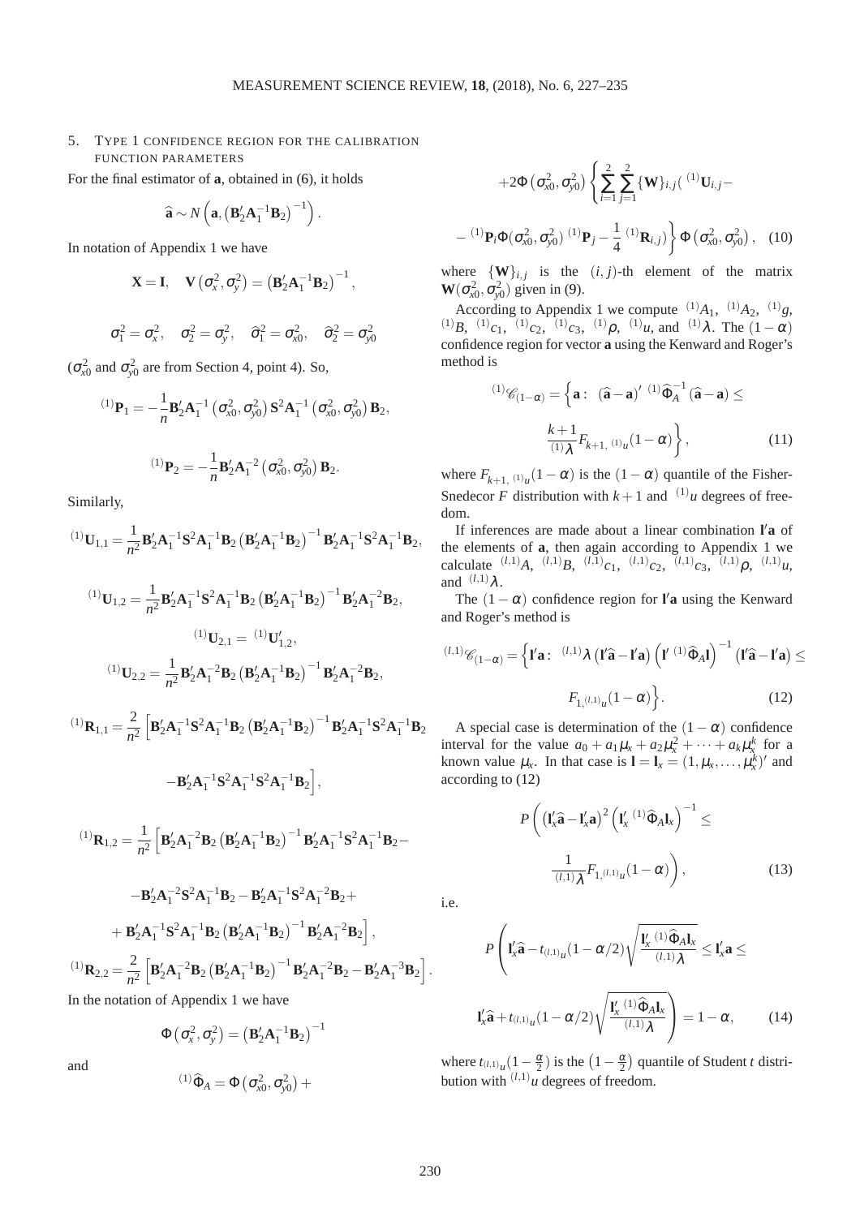## 5. Type 1 confidence region for the calibration function parameters

For the final estimator of $\mathbf{a}$, obtained in (6), it holds

$$\widehat{\mathbf{a}} \sim N\left(\mathbf{a}, \left(\mathbf{B}_2'\mathbf{A}_1^{-1}\mathbf{B}_2\right)^{-1}\right).$$

In notation of Appendix 1 we have

$$\mathbf{X} = \mathbf{I}, \quad \mathbf{V}\left(\sigma_x^2, \sigma_y^2\right) = \left(\mathbf{B}_2'\mathbf{A}_1^{-1}\mathbf{B}_2\right)^{-1},$$

$$\sigma_1^2 = \sigma_x^2, \quad \sigma_2^2 = \sigma_y^2, \quad \widehat{\sigma}_1^2 = \sigma_{x0}^2, \quad \widehat{\sigma}_2^2 = \sigma_{y0}^2$$

($\sigma_{x0}^2$ and $\sigma_{y0}^2$ are from Section 4, point 4). So,

$${}^{(1)}\mathbf{P}_1 = -\frac{1}{n}\mathbf{B}_2'\mathbf{A}_1^{-1}\left(\sigma_{x0}^2, \sigma_{y0}^2\right)\mathbf{S}^2\mathbf{A}_1^{-1}\left(\sigma_{x0}^2, \sigma_{y0}^2\right)\mathbf{B}_2,$$

$${}^{(1)}\mathbf{P}_2 = -\frac{1}{n}\mathbf{B}_2'\mathbf{A}_1^{-2}\left(\sigma_{x0}^2, \sigma_{y0}^2\right)\mathbf{B}_2.$$

Similarly,

$${}^{(1)}\mathbf{U}_{1,1} = \frac{1}{n^2}\mathbf{B}_2'\mathbf{A}_1^{-1}\mathbf{S}^2\mathbf{A}_1^{-1}\mathbf{B}_2\left(\mathbf{B}_2'\mathbf{A}_1^{-1}\mathbf{B}_2\right)^{-1}\mathbf{B}_2'\mathbf{A}_1^{-1}\mathbf{S}^2\mathbf{A}_1^{-1}\mathbf{B}_2,$$

$${}^{(1)}\mathbf{U}_{1,2} = \frac{1}{n^2}\mathbf{B}_2'\mathbf{A}_1^{-1}\mathbf{S}^2\mathbf{A}_1^{-1}\mathbf{B}_2\left(\mathbf{B}_2'\mathbf{A}_1^{-1}\mathbf{B}_2\right)^{-1}\mathbf{B}_2'\mathbf{A}_1^{-2}\mathbf{B}_2,$$

$${}^{(1)}\mathbf{U}_{2,1} = {}^{(1)}\mathbf{U}_{1,2}',$$

$${}^{(1)}\mathbf{U}_{2,2} = \frac{1}{n^2}\mathbf{B}_2'\mathbf{A}_1^{-2}\mathbf{B}_2\left(\mathbf{B}_2'\mathbf{A}_1^{-1}\mathbf{B}_2\right)^{-1}\mathbf{B}_2'\mathbf{A}_1^{-2}\mathbf{B}_2,$$

$${}^{(1)}\mathbf{R}_{1,1} = \frac{2}{n^2}\Big[\mathbf{B}_2'\mathbf{A}_1^{-1}\mathbf{S}^2\mathbf{A}_1^{-1}\mathbf{B}_2\left(\mathbf{B}_2'\mathbf{A}_1^{-1}\mathbf{B}_2\right)^{-1}\mathbf{B}_2'\mathbf{A}_1^{-1}\mathbf{S}^2\mathbf{A}_1^{-1}\mathbf{B}_2 - \mathbf{B}_2'\mathbf{A}_1^{-1}\mathbf{S}^2\mathbf{A}_1^{-1}\mathbf{S}^2\mathbf{A}_1^{-1}\mathbf{B}_2\Big],$$

$${}^{(1)}\mathbf{R}_{1,2} = \frac{1}{n^2}\Big[\mathbf{B}_2'\mathbf{A}_1^{-2}\mathbf{B}_2\left(\mathbf{B}_2'\mathbf{A}_1^{-1}\mathbf{B}_2\right)^{-1}\mathbf{B}_2'\mathbf{A}_1^{-1}\mathbf{S}^2\mathbf{A}_1^{-1}\mathbf{B}_2 - \mathbf{B}_2'\mathbf{A}_1^{-2}\mathbf{S}^2\mathbf{A}_1^{-1}\mathbf{B}_2 - \mathbf{B}_2'\mathbf{A}_1^{-1}\mathbf{S}^2\mathbf{A}_1^{-2}\mathbf{B}_2 + \mathbf{B}_2'\mathbf{A}_1^{-1}\mathbf{S}^2\mathbf{A}_1^{-1}\mathbf{B}_2\left(\mathbf{B}_2'\mathbf{A}_1^{-1}\mathbf{B}_2\right)^{-1}\mathbf{B}_2'\mathbf{A}_1^{-2}\mathbf{B}_2\Big],$$

$${}^{(1)}\mathbf{R}_{2,2} = \frac{2}{n^2}\Big[\mathbf{B}_2'\mathbf{A}_1^{-2}\mathbf{B}_2\left(\mathbf{B}_2'\mathbf{A}_1^{-1}\mathbf{B}_2\right)^{-1}\mathbf{B}_2'\mathbf{A}_1^{-2}\mathbf{B}_2 - \mathbf{B}_2'\mathbf{A}_1^{-3}\mathbf{B}_2\Big].$$

In the notation of Appendix 1 we have

$$\Phi\left(\sigma_x^2, \sigma_y^2\right) = \left(\mathbf{B}_2'\mathbf{A}_1^{-1}\mathbf{B}_2\right)^{-1}$$

and

$${}^{(1)}\widehat{\Phi}_A = \Phi\left(\sigma_{x0}^2, \sigma_{y0}^2\right) + 2\Phi\left(\sigma_{x0}^2, \sigma_{y0}^2\right)\left\{\sum_{i=1}^{2}\sum_{j=1}^{2}\{\mathbf{W}\}_{i,j}\left({}^{(1)}\mathbf{U}_{i,j} - {}^{(1)}\mathbf{P}_i\Phi(\sigma_{x0}^2, \sigma_{y0}^2)\,{}^{(1)}\mathbf{P}_j - \frac{1}{4}\,{}^{(1)}\mathbf{R}_{i,j}\right)\right\}\Phi\left(\sigma_{x0}^2, \sigma_{y0}^2\right), \quad (10)$$

where $\{\mathbf{W}\}_{i,j}$ is the $(i,j)$-th element of the matrix $\mathbf{W}(\sigma_{x0}^2, \sigma_{y0}^2)$ given in (9).

According to Appendix 1 we compute ${}^{(1)}A_1$, ${}^{(1)}A_2$, ${}^{(1)}g$, ${}^{(1)}B$, ${}^{(1)}c_1$, ${}^{(1)}c_2$, ${}^{(1)}c_3$, ${}^{(1)}\rho$, ${}^{(1)}u$, and ${}^{(1)}\lambda$. The $(1-\alpha)$ confidence region for vector $\mathbf{a}$ using the Kenward and Roger's method is

$${}^{(1)}\mathscr{C}_{(1-\alpha)} = \left\{\mathbf{a}:\ (\widehat{\mathbf{a}} - \mathbf{a})'\,{}^{(1)}\widehat{\Phi}_A^{-1}(\widehat{\mathbf{a}} - \mathbf{a}) \leq \frac{k+1}{{}^{(1)}\lambda}F_{k+1,\,{}^{(1)}u}(1-\alpha)\right\}, \quad (11)$$

where $F_{k+1,\,{}^{(1)}u}(1-\alpha)$ is the $(1-\alpha)$ quantile of the Fisher-Snedecor $F$ distribution with $k+1$ and ${}^{(1)}u$ degrees of freedom.

If inferences are made about a linear combination $\mathbf{l}'\mathbf{a}$ of the elements of $\mathbf{a}$, then again according to Appendix 1 we calculate ${}^{(l,1)}A$, ${}^{(l,1)}B$, ${}^{(l,1)}c_1$, ${}^{(l,1)}c_2$, ${}^{(l,1)}c_3$, ${}^{(l,1)}\rho$, ${}^{(l,1)}u$, and ${}^{(l,1)}\lambda$.

The $(1-\alpha)$ confidence region for $\mathbf{l}'\mathbf{a}$ using the Kenward and Roger's method is

$${}^{(l,1)}\mathscr{C}_{(1-\alpha)} = \left\{\mathbf{l}'\mathbf{a}:\ {}^{(l,1)}\lambda\left(\mathbf{l}'\widehat{\mathbf{a}} - \mathbf{l}'\mathbf{a}\right)\left(\mathbf{l}'\,{}^{(1)}\widehat{\Phi}_A\mathbf{l}\right)^{-1}\left(\mathbf{l}'\widehat{\mathbf{a}} - \mathbf{l}'\mathbf{a}\right) \leq F_{1,{}^{(l,1)}u}(1-\alpha)\right\}. \quad (12)$$

A special case is determination of the $(1-\alpha)$ confidence interval for the value $a_0 + a_1\mu_x + a_2\mu_x^2 + \cdots + a_k\mu_x^k$ for a known value $\mu_x$. In that case is $\mathbf{l} = \mathbf{l}_x = (1, \mu_x, \ldots, \mu_x^k)'$ and according to (12)

$$P\left(\left(\mathbf{l}_x'\widehat{\mathbf{a}} - \mathbf{l}_x'\mathbf{a}\right)^2\left(\mathbf{l}_x'\,{}^{(1)}\widehat{\Phi}_A\mathbf{l}_x\right)^{-1} \leq \frac{1}{{}^{(l,1)}\lambda}F_{1,{}^{(l,1)}u}(1-\alpha)\right), \quad (13)$$

i.e.

$$P\left(\mathbf{l}_x'\widehat{\mathbf{a}} - t_{{}^{(l,1)}u}(1-\alpha/2)\sqrt{\frac{\mathbf{l}_x'\,{}^{(1)}\widehat{\Phi}_A\mathbf{l}_x}{{}^{(l,1)}\lambda}} \leq \mathbf{l}_x'\mathbf{a} \leq \mathbf{l}_x'\widehat{\mathbf{a}} + t_{{}^{(l,1)}u}(1-\alpha/2)\sqrt{\frac{\mathbf{l}_x'\,{}^{(1)}\widehat{\Phi}_A\mathbf{l}_x}{{}^{(l,1)}\lambda}}\right) = 1-\alpha, \quad (14)$$

where $t_{{}^{(l,1)}u}(1-\frac{\alpha}{2})$ is the $\left(1-\frac{\alpha}{2}\right)$ quantile of Student $t$ distribution with ${}^{(l,1)}u$ degrees of freedom.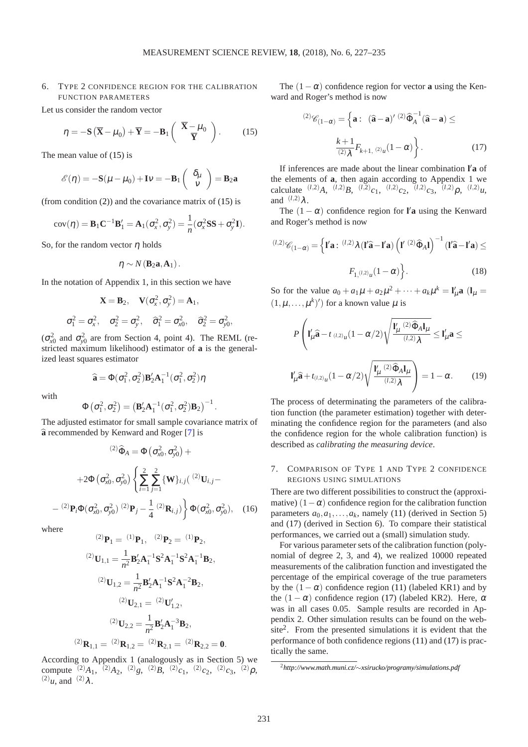## 6. Type 2 confidence region for the calibration function parameters

Let us consider the random vector

$$\eta = -\mathbf{S}\left(\overline{\mathbf{X}} - \mu_0\right) + \overline{\mathbf{Y}} = -\mathbf{B}_1 \left( \begin{array}{c} \overline{\mathbf{X}} - \mu_0 \\ \overline{\mathbf{Y}} \end{array} \right). \qquad (15)$$

The mean value of (15) is

$$\mathscr{E}(\eta) = -\mathbf{S}(\mu - \mu_0) + \mathbf{I}\nu = -\mathbf{B}_1 \left( \begin{array}{c} \delta_\mu \\ \nu \end{array} \right) = \mathbf{B}_2 \mathbf{a}$$

(from condition (2)) and the covariance matrix of (15) is

$$\mathrm{cov}(\eta) = \mathbf{B}_1 \mathbf{C}^{-1} \mathbf{B}_1' = \mathbf{A}_1(\sigma_x^2, \sigma_y^2) = \frac{1}{n}(\sigma_x^2 \mathbf{S}\mathbf{S} + \sigma_y^2 \mathbf{I}).$$

So, for the random vector $\eta$ holds

$$\eta \sim N\left(\mathbf{B}_2 \mathbf{a}, \mathbf{A}_1\right).$$

In the notation of Appendix 1, in this section we have

$$\mathbf{X} = \mathbf{B}_2, \quad \mathbf{V}(\sigma_x^2, \sigma_y^2) = \mathbf{A}_1,$$

$$\sigma_1^2 = \sigma_x^2, \quad \sigma_2^2 = \sigma_y^2, \quad \widehat{\sigma}_1^2 = \sigma_{x0}^2, \quad \widehat{\sigma}_2^2 = \sigma_{y0}^2,$$

($\sigma_{x0}^2$ and $\sigma_{y0}^2$ are from Section 4, point 4). The REML (restricted maximum likelihood) estimator of $\mathbf{a}$ is the generalized least squares estimator

$$\widehat{\mathbf{a}} = \Phi(\sigma_1^2, \sigma_2^2) \mathbf{B}_2' \mathbf{A}_1^{-1}(\sigma_1^2, \sigma_2^2) \eta$$

with

$$\Phi\left(\sigma_1^2, \sigma_2^2\right) = \left(\mathbf{B}_2' \mathbf{A}_1^{-1}(\sigma_1^2, \sigma_2^2) \mathbf{B}_2\right)^{-1}.$$

The adjusted estimator for small sample covariance matrix of $\widehat{\mathbf{a}}$ recommended by Kenward and Roger [7] is

$$\begin{aligned} {}^{(2)}\widehat{\Phi}_A = {} & \Phi\left(\sigma_{x0}^2, \sigma_{y0}^2\right) + \\ & +2\Phi\left(\sigma_{x0}^2, \sigma_{y0}^2\right) \left\{ \sum_{i=1}^{2} \sum_{j=1}^{2} \{\mathbf{W}\}_{i,j} \left( {}^{(2)}\mathbf{U}_{i,j} - \right.\right. \\ & \left.\left. - {}^{(2)}\mathbf{P}_i \Phi(\sigma_{x0}^2, \sigma_{y0}^2)\, {}^{(2)}\mathbf{P}_j - \frac{1}{4}\, {}^{(2)}\mathbf{R}_{i,j} \right) \right\} \Phi(\sigma_{x0}^2, \sigma_{y0}^2), \end{aligned} \qquad (16)$$

where

$${}^{(2)}\mathbf{P}_1 = {}^{(1)}\mathbf{P}_1, \quad {}^{(2)}\mathbf{P}_2 = {}^{(1)}\mathbf{P}_2,$$

$${}^{(2)}\mathbf{U}_{1,1} = \frac{1}{n^2} \mathbf{B}_2' \mathbf{A}_1^{-1} \mathbf{S}^2 \mathbf{A}_1^{-1} \mathbf{S}^2 \mathbf{A}_1^{-1} \mathbf{B}_2,$$

$${}^{(2)}\mathbf{U}_{1,2} = \frac{1}{n^2} \mathbf{B}_2' \mathbf{A}_1^{-1} \mathbf{S}^2 \mathbf{A}_1^{-2} \mathbf{B}_2,$$

$${}^{(2)}\mathbf{U}_{2,1} = {}^{(2)}\mathbf{U}_{1,2}',$$

$${}^{(2)}\mathbf{U}_{2,2} = \frac{1}{n^2} \mathbf{B}_2' \mathbf{A}_1^{-3} \mathbf{B}_2,$$

$${}^{(2)}\mathbf{R}_{1,1} = {}^{(2)}\mathbf{R}_{1,2} = {}^{(2)}\mathbf{R}_{2,1} = {}^{(2)}\mathbf{R}_{2,2} = \mathbf{0}.$$

According to Appendix 1 (analogously as in Section 5) we compute ${}^{(2)}A_1$, ${}^{(2)}A_2$, ${}^{(2)}g$, ${}^{(2)}B$, ${}^{(2)}c_1$, ${}^{(2)}c_2$, ${}^{(2)}c_3$, ${}^{(2)}\rho$, ${}^{(2)}u$, and ${}^{(2)}\lambda$.

The $(1-\alpha)$ confidence region for vector $\mathbf{a}$ using the Kenward and Roger's method is now

$${}^{(2)}\mathscr{C}_{(1-\alpha)} = \left\{ \mathbf{a} : \ (\widehat{\mathbf{a}} - \mathbf{a})'\, {}^{(2)}\widehat{\Phi}_A^{-1} (\widehat{\mathbf{a}} - \mathbf{a}) \leq \frac{k+1}{{}^{(2)}\lambda} F_{k+1,\, {}^{(2)}u}(1-\alpha) \right\}. \qquad (17)$$

If inferences are made about the linear combination $\mathbf{l}'\mathbf{a}$ of the elements of $\mathbf{a}$, then again according to Appendix 1 we calculate ${}^{(l,2)}A$, ${}^{(l,2)}B$, ${}^{(l,2)}c_1$, ${}^{(l,2)}c_2$, ${}^{(l,2)}c_3$, ${}^{(l,2)}\rho$, ${}^{(l,2)}u$, and ${}^{(l,2)}\lambda$.

The $(1-\alpha)$ confidence region for $\mathbf{l}'\mathbf{a}$ using the Kenward and Roger's method is now

$${}^{(l,2)}\mathscr{C}_{(1-\alpha)} = \left\{ \mathbf{l}'\mathbf{a} : \ {}^{(l,2)}\lambda (\mathbf{l}'\widehat{\mathbf{a}} - \mathbf{l}'\mathbf{a}) \left( \mathbf{l}'\, {}^{(2)}\widehat{\Phi}_A \mathbf{l} \right)^{-1} (\mathbf{l}'\widehat{\mathbf{a}} - \mathbf{l}'\mathbf{a}) \leq F_{1,\, {}^{(l,2)}u}(1-\alpha) \right\}. \qquad (18)$$

So for the value $a_0 + a_1\mu + a_2\mu^2 + \cdots + a_k\mu^k = \mathbf{l}_\mu'\mathbf{a}$ ($\mathbf{l}_\mu = (1, \mu, \ldots, \mu^k)'$) for a known value $\mu$ is

$$P\left( \mathbf{l}_\mu'\widehat{\mathbf{a}} - t_{\,{}^{(l,2)}u}(1-\alpha/2) \sqrt{\frac{\mathbf{l}_\mu'\, {}^{(2)}\widehat{\Phi}_A \mathbf{l}_\mu}{{}^{(l,2)}\lambda}} \leq \mathbf{l}_\mu'\mathbf{a} \leq \mathbf{l}_\mu'\widehat{\mathbf{a}} + t_{\,{}^{(l,2)}u}(1-\alpha/2) \sqrt{\frac{\mathbf{l}_\mu'\, {}^{(2)}\widehat{\Phi}_A \mathbf{l}_\mu}{{}^{(l,2)}\lambda}} \right) = 1-\alpha. \qquad (19)$$

The process of determinating the parameters of the calibration function (the parameter estimation) together with determinating the confidence region for the parameters (and also the confidence region for the whole calibration function) is described as *calibrating the measuring device*.

## 7. Comparison of Type 1 and Type 2 confidence regions using simulations

There are two different possibilities to construct the (approximative) $(1-\alpha)$ confidence region for the calibration function parameters $a_0, a_1, \ldots, a_k$, namely (11) (derived in Section 5) and (17) (derived in Section 6). To compare their statistical performances, we carried out a (small) simulation study.

For various parameter sets of the calibration function (polynomial of degree 2, 3, and 4), we realized 10000 repeated measurements of the calibration function and investigated the percentage of the empirical coverage of the true parameters by the $(1-\alpha)$ confidence region (11) (labeled KR1) and by the $(1-\alpha)$ confidence region (17) (labeled KR2). Here, $\alpha$ was in all cases 0.05. Sample results are recorded in Appendix 2. Other simulation results can be found on the website[2]. From the presented simulations it is evident that the performance of both confidence regions (11) and (17) is practically the same.

[2] *http://www.math.muni.cz/∼xsirucko/programy/simulations.pdf*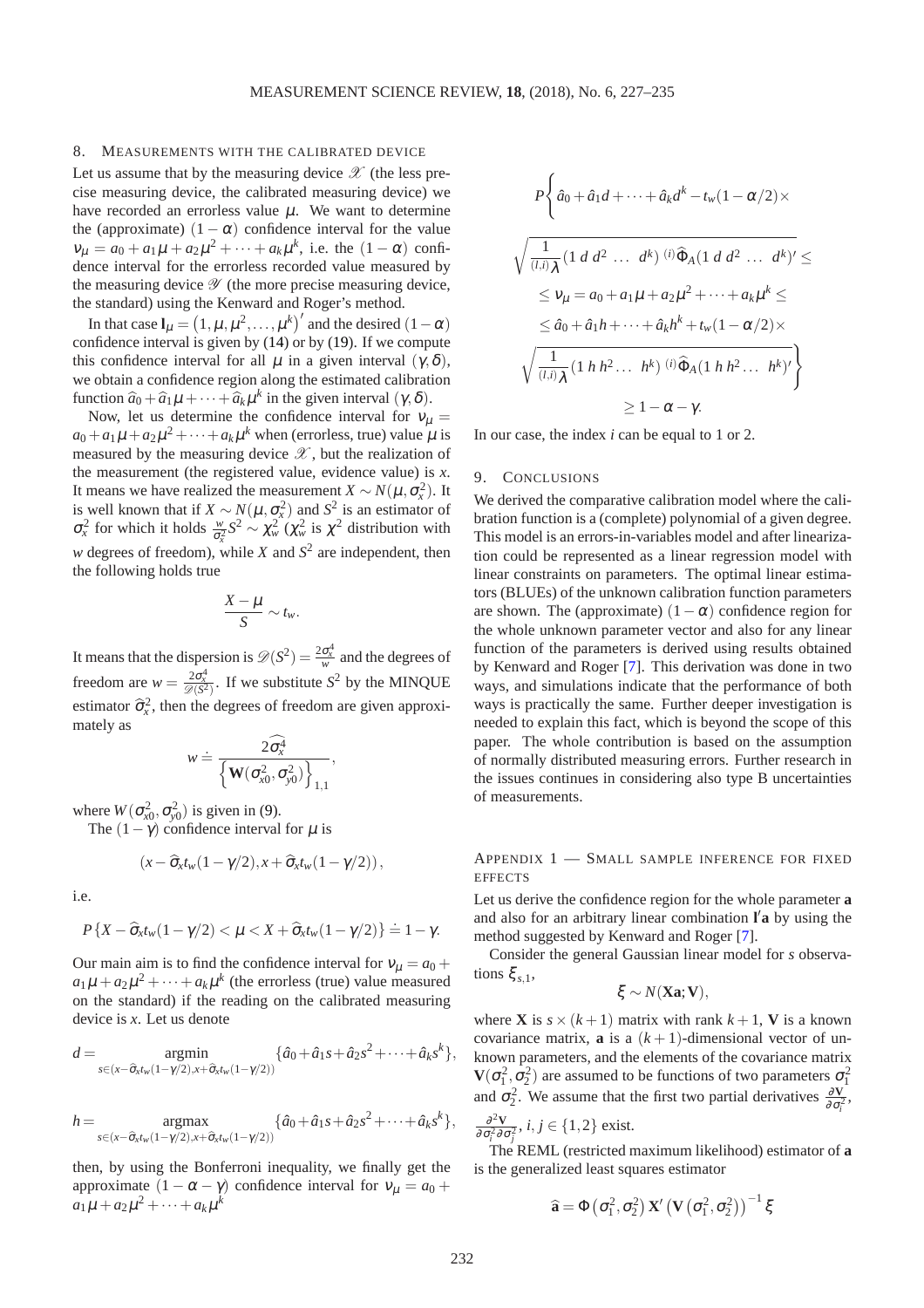## 8. Measurements with the calibrated device

Let us assume that by the measuring device $\mathscr{X}$ (the less precise measuring device, the calibrated measuring device) we have recorded an errorless value $\mu$. We want to determine the (approximate) $(1-\alpha)$ confidence interval for the value $\nu_\mu = a_0 + a_1\mu + a_2\mu^2 + \cdots + a_k\mu^k$, i.e. the $(1-\alpha)$ confidence interval for the errorless recorded value measured by the measuring device $\mathscr{Y}$ (the more precise measuring device, the standard) using the Kenward and Roger's method.

In that case $\mathbf{l}_\mu = (1, \mu, \mu^2, \ldots, \mu^k)'$ and the desired $(1-\alpha)$ confidence interval is given by (14) or by (19). If we compute this confidence interval for all $\mu$ in a given interval $(\gamma, \delta)$, we obtain a confidence region along the estimated calibration function $\widehat{a}_0 + \widehat{a}_1\mu + \cdots + \widehat{a}_k\mu^k$ in the given interval $(\gamma, \delta)$.

Now, let us determine the confidence interval for $\nu_\mu = a_0 + a_1\mu + a_2\mu^2 + \cdots + a_k\mu^k$ when (errorless, true) value $\mu$ is measured by the measuring device $\mathscr{X}$, but the realization of the measurement (the registered value, evidence value) is $x$. It means we have realized the measurement $X \sim N(\mu, \sigma_x^2)$. It is well known that if $X \sim N(\mu, \sigma_x^2)$ and $S^2$ is an estimator of $\sigma_x^2$ for which it holds $\frac{w}{\sigma_x^2} S^2 \sim \chi_w^2$ ($\chi_w^2$ is $\chi^2$ distribution with $w$ degrees of freedom), while $X$ and $S^2$ are independent, then the following holds true

$$\frac{X-\mu}{S} \sim t_w.$$

It means that the dispersion is $\mathscr{D}(S^2) = \frac{2\sigma_x^4}{w}$ and the degrees of freedom are $w = \frac{2\sigma_x^4}{\mathscr{D}(S^2)}$. If we substitute $S^2$ by the MINQUE estimator $\widehat{\sigma}_x^2$, then the degrees of freedom are given approximately as

$$w \doteq \frac{2\widehat{\sigma_x^4}}{\left\{\mathbf{W}(\sigma_{x0}^2, \sigma_{y0}^2)\right\}_{1,1}},$$

where $W(\sigma_{x0}^2, \sigma_{y0}^2)$ is given in (9).

The $(1-\gamma)$ confidence interval for $\mu$ is

$$\left(x - \widehat{\sigma}_x t_w(1-\gamma/2), x + \widehat{\sigma}_x t_w(1-\gamma/2)\right),$$

i.e.

$$P\{X - \widehat{\sigma}_x t_w(1-\gamma/2) < \mu < X + \widehat{\sigma}_x t_w(1-\gamma/2)\} \doteq 1-\gamma.$$

Our main aim is to find the confidence interval for $\nu_\mu = a_0 + a_1\mu + a_2\mu^2 + \cdots + a_k\mu^k$ (the errorless (true) value measured on the standard) if the reading on the calibrated measuring device is $x$. Let us denote

$$d = \underset{s \in (x - \widehat{\sigma}_x t_w(1-\gamma/2), x + \widehat{\sigma}_x t_w(1-\gamma/2))}{\operatorname{argmin}} \{\hat{a}_0 + \hat{a}_1 s + \hat{a}_2 s^2 + \cdots + \hat{a}_k s^k\},$$

$$h = \underset{s \in (x - \widehat{\sigma}_x t_w(1-\gamma/2), x + \widehat{\sigma}_x t_w(1-\gamma/2))}{\operatorname{argmax}} \{\hat{a}_0 + \hat{a}_1 s + \hat{a}_2 s^2 + \cdots + \hat{a}_k s^k\},$$

then, by using the Bonferroni inequality, we finally get the approximate $(1-\alpha-\gamma)$ confidence interval for $\nu_\mu = a_0 + a_1\mu + a_2\mu^2 + \cdots + a_k\mu^k$

$$\begin{aligned}
P\Bigg\{ & \hat{a}_0 + \hat{a}_1 d + \cdots + \hat{a}_k d^k - t_w(1-\alpha/2) \times \\
& \sqrt{\frac{1}{{}^{(l,i)}\lambda}(1\ d\ d^2\ \ldots\ d^k)\ {}^{(i)}\widehat{\Phi}_A (1\ d\ d^2\ \ldots\ d^k)'} \leq \\
& \leq \nu_\mu = a_0 + a_1\mu + a_2\mu^2 + \cdots + a_k\mu^k \leq \\
& \leq \hat{a}_0 + \hat{a}_1 h + \cdots + \hat{a}_k h^k + t_w(1-\alpha/2) \times \\
& \sqrt{\frac{1}{{}^{(l,i)}\lambda}(1\ h\ h^2 \ldots\ h^k)\ {}^{(i)}\widehat{\Phi}_A (1\ h\ h^2 \ldots\ h^k)'} \Bigg\} \\
& \geq 1-\alpha-\gamma.
\end{aligned}$$

In our case, the index $i$ can be equal to 1 or 2.

## 9. Conclusions

We derived the comparative calibration model where the calibration function is a (complete) polynomial of a given degree. This model is an errors-in-variables model and after linearization could be represented as a linear regression model with linear constraints on parameters. The optimal linear estimators (BLUEs) of the unknown calibration function parameters are shown. The (approximate) $(1-\alpha)$ confidence region for the whole unknown parameter vector and also for any linear function of the parameters is derived using results obtained by Kenward and Roger [7]. This derivation was done in two ways, and simulations indicate that the performance of both ways is practically the same. Further deeper investigation is needed to explain this fact, which is beyond the scope of this paper. The whole contribution is based on the assumption of normally distributed measuring errors. Further research in the issues continues in considering also type B uncertainties of measurements.

## Appendix 1 — Small sample inference for fixed effects

Let us derive the confidence region for the whole parameter $\mathbf{a}$ and also for an arbitrary linear combination $\mathbf{l}'\mathbf{a}$ by using the method suggested by Kenward and Roger [7].

Consider the general Gaussian linear model for $s$ observations $\xi_{s,1}$,

$$\xi \sim N(\mathbf{X}\mathbf{a}; \mathbf{V}),$$

where $\mathbf{X}$ is $s \times (k+1)$ matrix with rank $k+1$, $\mathbf{V}$ is a known covariance matrix, $\mathbf{a}$ is a $(k+1)$-dimensional vector of unknown parameters, and the elements of the covariance matrix $\mathbf{V}(\sigma_1^2, \sigma_2^2)$ are assumed to be functions of two parameters $\sigma_1^2$ and $\sigma_2^2$. We assume that the first two partial derivatives $\frac{\partial \mathbf{V}}{\partial \sigma_i^2}$, $\frac{\partial^2 \mathbf{V}}{\partial \sigma_i^2 \partial \sigma_j^2}$, $i, j \in \{1, 2\}$ exist.

The REML (restricted maximum likelihood) estimator of $\mathbf{a}$ is the generalized least squares estimator

$$\widehat{\mathbf{a}} = \Phi\left(\sigma_1^2, \sigma_2^2\right) \mathbf{X}' \left(\mathbf{V}\left(\sigma_1^2, \sigma_2^2\right)\right)^{-1} \xi$$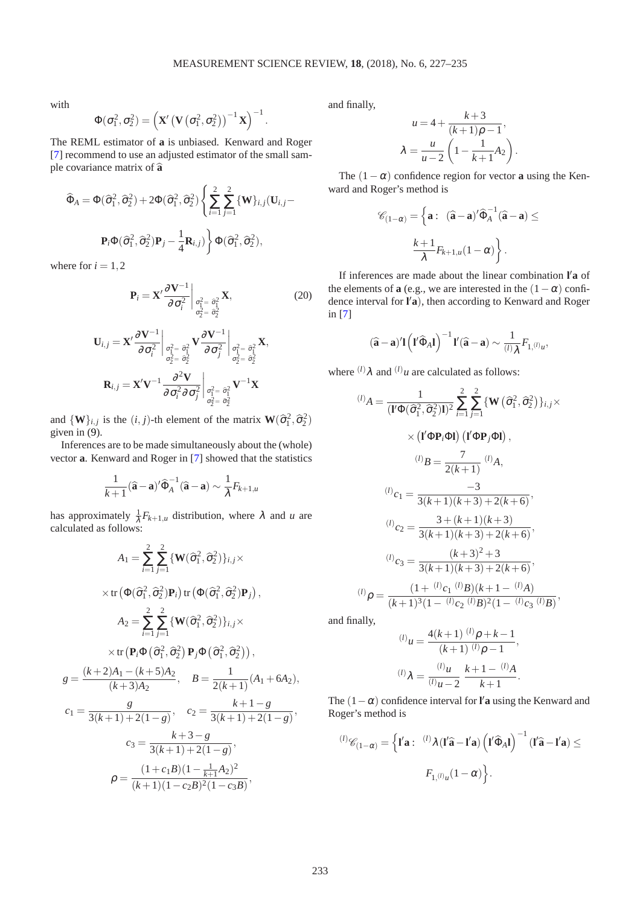with

$$\Phi(\sigma_1^2,\sigma_2^2) = \left(\mathbf{X}'\left(\mathbf{V}\left(\sigma_1^2,\sigma_2^2\right)\right)^{-1}\mathbf{X}\right)^{-1}.$$

The REML estimator of $\mathbf{a}$ is unbiased. Kenward and Roger [7] recommend to use an adjusted estimator of the small sample covariance matrix of $\widehat{\mathbf{a}}$

$$\widehat{\Phi}_A = \Phi(\widehat{\sigma}_1^2,\widehat{\sigma}_2^2) + 2\Phi(\widehat{\sigma}_1^2,\widehat{\sigma}_2^2)\left\{\sum_{i=1}^{2}\sum_{j=1}^{2}\{\mathbf{W}\}_{i,j}(\mathbf{U}_{i,j} - \mathbf{P}_i\Phi(\widehat{\sigma}_1^2,\widehat{\sigma}_2^2)\mathbf{P}_j - \frac{1}{4}\mathbf{R}_{i,j})\right\}\Phi(\widehat{\sigma}_1^2,\widehat{\sigma}_2^2),$$

where for $i = 1,2$

$$\mathbf{P}_i = \mathbf{X}'\frac{\partial \mathbf{V}^{-1}}{\partial \sigma_i^2}\bigg|_{\substack{\sigma_1^2=\widehat{\sigma}_1^2\\ \sigma_2^2=\widehat{\sigma}_2^2}}\mathbf{X}, \tag{20}$$

$$\mathbf{U}_{i,j} = \mathbf{X}'\frac{\partial \mathbf{V}^{-1}}{\partial \sigma_i^2}\bigg|_{\substack{\sigma_1^2=\widehat{\sigma}_1^2\\ \sigma_2^2=\widehat{\sigma}_2^2}}\mathbf{V}\frac{\partial \mathbf{V}^{-1}}{\partial \sigma_j^2}\bigg|_{\substack{\sigma_1^2=\widehat{\sigma}_1^2\\ \sigma_2^2=\widehat{\sigma}_2^2}}\mathbf{X},$$

$$\mathbf{R}_{i,j} = \mathbf{X}'\mathbf{V}^{-1}\frac{\partial^2 \mathbf{V}}{\partial \sigma_i^2 \partial \sigma_j^2}\bigg|_{\substack{\sigma_1^2=\widehat{\sigma}_1^2\\ \sigma_2^2=\widehat{\sigma}_2^2}}\mathbf{V}^{-1}\mathbf{X}$$

and $\{\mathbf{W}\}_{i,j}$ is the $(i,j)$-th element of the matrix $\mathbf{W}(\widehat{\sigma}_1^2,\widehat{\sigma}_2^2)$ given in (9).

Inferences are to be made simultaneously about the (whole) vector $\mathbf{a}$. Kenward and Roger in [7] showed that the statistics

$$\frac{1}{k+1}(\widehat{\mathbf{a}}-\mathbf{a})'\widehat{\Phi}_A^{-1}(\widehat{\mathbf{a}}-\mathbf{a}) \sim \frac{1}{\lambda}F_{k+1,u}$$

has approximately $\frac{1}{\lambda}F_{k+1,u}$ distribution, where $\lambda$ and $u$ are calculated as follows:

$$A_1 = \sum_{i=1}^{2}\sum_{j=1}^{2}\{\mathbf{W}(\widehat{\sigma}_1^2,\widehat{\sigma}_2^2)\}_{i,j}\times \operatorname{tr}\left(\Phi(\widehat{\sigma}_1^2,\widehat{\sigma}_2^2)\mathbf{P}_i\right)\operatorname{tr}\left(\Phi(\widehat{\sigma}_1^2,\widehat{\sigma}_2^2)\mathbf{P}_j\right),$$

$$A_2 = \sum_{i=1}^{2}\sum_{j=1}^{2}\{\mathbf{W}(\widehat{\sigma}_1^2,\widehat{\sigma}_2^2)\}_{i,j}\times \operatorname{tr}\left(\mathbf{P}_i\Phi\left(\widehat{\sigma}_1^2,\widehat{\sigma}_2^2\right)\mathbf{P}_j\Phi\left(\widehat{\sigma}_1^2,\widehat{\sigma}_2^2\right)\right),$$

$$g = \frac{(k+2)A_1-(k+5)A_2}{(k+3)A_2}, \quad B = \frac{1}{2(k+1)}(A_1+6A_2),$$

$$c_1 = \frac{g}{3(k+1)+2(1-g)}, \quad c_2 = \frac{k+1-g}{3(k+1)+2(1-g)},$$

$$c_3 = \frac{k+3-g}{3(k+1)+2(1-g)},$$

$$\rho = \frac{(1+c_1B)(1-\frac{1}{k+1}A_2)^2}{(k+1)(1-c_2B)^2(1-c_3B)},$$

and finally,

$$u = 4 + \frac{k+3}{(k+1)\rho - 1},$$

$$\lambda = \frac{u}{u-2}\left(1 - \frac{1}{k+1}A_2\right).$$

The $(1-\alpha)$ confidence region for vector $\mathbf{a}$ using the Kenward and Roger's method is

$$\mathscr{C}_{(1-\alpha)} = \left\{\mathbf{a}:\ (\widehat{\mathbf{a}}-\mathbf{a})'\widehat{\Phi}_A^{-1}(\widehat{\mathbf{a}}-\mathbf{a}) \leq \frac{k+1}{\lambda}F_{k+1,u}(1-\alpha)\right\}.$$

If inferences are made about the linear combination $\mathbf{l}'\mathbf{a}$ of the elements of $\mathbf{a}$ (e.g., we are interested in the $(1-\alpha)$ confidence interval for $\mathbf{l}'\mathbf{a}$), then according to Kenward and Roger in [7]

$$(\widehat{\mathbf{a}}-\mathbf{a})'\mathbf{l}\left(\mathbf{l}'\widehat{\Phi}_A\mathbf{l}\right)^{-1}\mathbf{l}'(\widehat{\mathbf{a}}-\mathbf{a}) \sim \frac{1}{{}^{(l)}\lambda}F_{1,{}^{(l)}u},$$

where ${}^{(l)}\lambda$ and ${}^{(l)}u$ are calculated as follows:

$${}^{(l)}A = \frac{1}{(\mathbf{l}'\Phi(\widehat{\sigma}_1^2,\widehat{\sigma}_2^2)\mathbf{l})^2}\sum_{i=1}^{2}\sum_{j=1}^{2}\{\mathbf{W}\left(\widehat{\sigma}_1^2,\widehat{\sigma}_2^2\right)\}_{i,j}\times \left(\mathbf{l}'\Phi\mathbf{P}_i\Phi\mathbf{l}\right)\left(\mathbf{l}'\Phi\mathbf{P}_j\Phi\mathbf{l}\right),$$

$${}^{(l)}B = \frac{7}{2(k+1)}\ {}^{(l)}A,$$

$${}^{(l)}c_1 = \frac{-3}{3(k+1)(k+3)+2(k+6)},$$

$${}^{(l)}c_2 = \frac{3+(k+1)(k+3)}{3(k+1)(k+3)+2(k+6)},$$

$${}^{(l)}c_3 = \frac{(k+3)^2+3}{3(k+1)(k+3)+2(k+6)},$$

$${}^{(l)}\rho = \frac{(1+\ {}^{(l)}c_1\ {}^{(l)}B)(k+1-\ {}^{(l)}A)}{(k+1)^3(1-\ {}^{(l)}c_2\ {}^{(l)}B)^2(1-\ {}^{(l)}c_3\ {}^{(l)}B)},$$

and finally,

$${}^{(l)}u = \frac{4(k+1)\ {}^{(l)}\rho + k - 1}{(k+1)\ {}^{(l)}\rho - 1},$$

$${}^{(l)}\lambda = \frac{{}^{(l)}u}{{}^{(l)}u-2}\ \frac{k+1-\ {}^{(l)}A}{k+1}.$$

The $(1-\alpha)$ confidence interval for $\mathbf{l}'\mathbf{a}$ using the Kenward and Roger's method is

$${}^{(l)}\mathscr{C}_{(1-\alpha)} = \left\{\mathbf{l}'\mathbf{a}:\ {}^{(l)}\lambda(\mathbf{l}'\widehat{\mathbf{a}}-\mathbf{l}'\mathbf{a})\left(\mathbf{l}'\widehat{\Phi}_A\mathbf{l}\right)^{-1}(\mathbf{l}'\widehat{\mathbf{a}}-\mathbf{l}'\mathbf{a}) \leq F_{1,{}^{(l)}u}(1-\alpha)\right\}.$$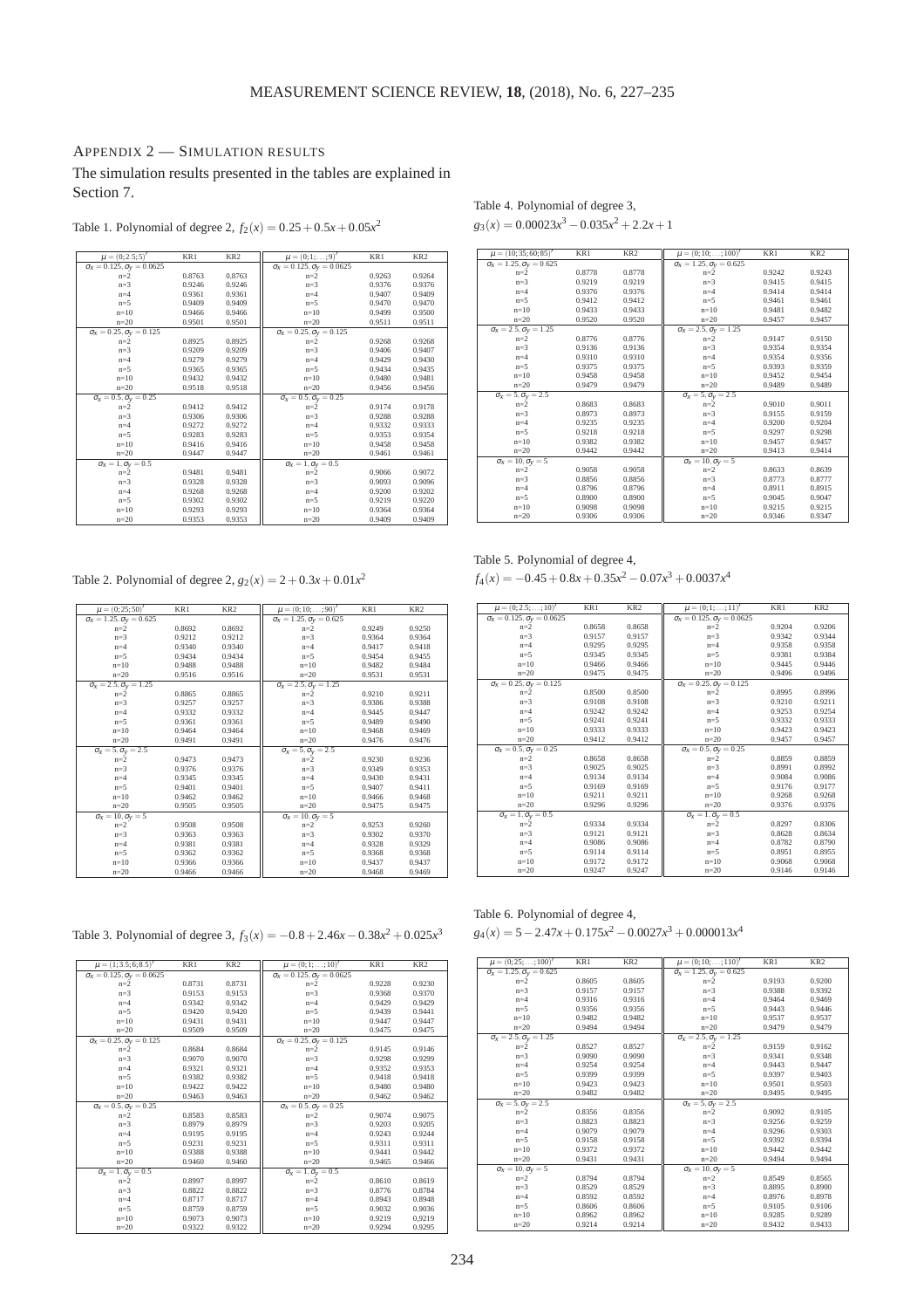## Appendix 2 — Simulation results

The simulation results presented in the tables are explained in Section 7.

Table 1. Polynomial of degree 2, $f_2(x) = 0.25 + 0.5x + 0.05x^2$

| $\mu = (0; 2.5; 5)'$ | KR1 | KR2 | $\mu = (0; 1; \ldots; 9)'$ | KR1 | KR2 |
|---|---|---|---|---|---|
| $\sigma_x = 0.125, \sigma_y = 0.0625$ | | | $\sigma_x = 0.125, \sigma_y = 0.0625$ | | |
| n=2 | 0.8763 | 0.8763 | n=2 | 0.9263 | 0.9264 |
| n=3 | 0.9246 | 0.9246 | n=3 | 0.9376 | 0.9376 |
| n=4 | 0.9361 | 0.9361 | n=4 | 0.9407 | 0.9409 |
| n=5 | 0.9409 | 0.9409 | n=5 | 0.9470 | 0.9470 |
| n=10 | 0.9466 | 0.9466 | n=10 | 0.9499 | 0.9500 |
| n=20 | 0.9501 | 0.9501 | n=20 | 0.9511 | 0.9511 |
| $\sigma_x = 0.25, \sigma_y = 0.125$ | | | $\sigma_x = 0.25, \sigma_y = 0.125$ | | |
| n=2 | 0.8925 | 0.8925 | n=2 | 0.9268 | 0.9268 |
| n=3 | 0.9209 | 0.9209 | n=3 | 0.9406 | 0.9407 |
| n=4 | 0.9279 | 0.9279 | n=4 | 0.9429 | 0.9430 |
| n=5 | 0.9365 | 0.9365 | n=5 | 0.9434 | 0.9435 |
| n=10 | 0.9432 | 0.9432 | n=10 | 0.9480 | 0.9481 |
| n=20 | 0.9518 | 0.9518 | n=20 | 0.9456 | 0.9456 |
| $\sigma_x = 0.5, \sigma_y = 0.25$ | | | $\sigma_x = 0.5, \sigma_y = 0.25$ | | |
| n=2 | 0.9412 | 0.9412 | n=2 | 0.9174 | 0.9178 |
| n=3 | 0.9306 | 0.9306 | n=3 | 0.9288 | 0.9288 |
| n=4 | 0.9272 | 0.9272 | n=4 | 0.9332 | 0.9333 |
| n=5 | 0.9283 | 0.9283 | n=5 | 0.9353 | 0.9354 |
| n=10 | 0.9416 | 0.9416 | n=10 | 0.9458 | 0.9458 |
| n=20 | 0.9447 | 0.9447 | n=20 | 0.9461 | 0.9461 |
| $\sigma_x = 1, \sigma_y = 0.5$ | | | $\sigma_x = 1, \sigma_y = 0.5$ | | |
| n=2 | 0.9481 | 0.9481 | n=2 | 0.9066 | 0.9072 |
| n=3 | 0.9328 | 0.9328 | n=3 | 0.9093 | 0.9096 |
| n=4 | 0.9268 | 0.9268 | n=4 | 0.9200 | 0.9202 |
| n=5 | 0.9302 | 0.9302 | n=5 | 0.9219 | 0.9220 |
| n=10 | 0.9293 | 0.9293 | n=10 | 0.9364 | 0.9364 |
| n=20 | 0.9353 | 0.9353 | n=20 | 0.9409 | 0.9409 |

Table 2. Polynomial of degree 2, $g_2(x) = 2 + 0.3x + 0.01x^2$

| $\mu = (0; 25; 50)'$ | KR1 | KR2 | $\mu = (0; 10; \ldots; 90)'$ | KR1 | KR2 |
|---|---|---|---|---|---|
| $\sigma_x = 1.25, \sigma_y = 0.625$ | | | $\sigma_x = 1.25, \sigma_y = 0.625$ | | |
| n=2 | 0.8692 | 0.8692 | n=2 | 0.9249 | 0.9250 |
| n=3 | 0.9212 | 0.9212 | n=3 | 0.9364 | 0.9364 |
| n=4 | 0.9340 | 0.9340 | n=4 | 0.9417 | 0.9418 |
| n=5 | 0.9434 | 0.9434 | n=5 | 0.9454 | 0.9455 |
| n=10 | 0.9488 | 0.9488 | n=10 | 0.9482 | 0.9484 |
| n=20 | 0.9516 | 0.9516 | n=20 | 0.9531 | 0.9531 |
| $\sigma_x = 2.5, \sigma_y = 1.25$ | | | $\sigma_x = 2.5, \sigma_y = 1.25$ | | |
| n=2 | 0.8865 | 0.8865 | n=2 | 0.9210 | 0.9211 |
| n=3 | 0.9257 | 0.9257 | n=3 | 0.9386 | 0.9388 |
| n=4 | 0.9332 | 0.9332 | n=4 | 0.9445 | 0.9447 |
| n=5 | 0.9361 | 0.9361 | n=5 | 0.9489 | 0.9490 |
| n=10 | 0.9464 | 0.9464 | n=10 | 0.9468 | 0.9469 |
| n=20 | 0.9491 | 0.9491 | n=20 | 0.9476 | 0.9476 |
| $\sigma_x = 5, \sigma_y = 2.5$ | | | $\sigma_x = 5, \sigma_y = 2.5$ | | |
| n=2 | 0.9473 | 0.9473 | n=2 | 0.9230 | 0.9236 |
| n=3 | 0.9376 | 0.9376 | n=3 | 0.9349 | 0.9353 |
| n=4 | 0.9345 | 0.9345 | n=4 | 0.9430 | 0.9431 |
| n=5 | 0.9401 | 0.9401 | n=5 | 0.9407 | 0.9411 |
| n=10 | 0.9462 | 0.9462 | n=10 | 0.9466 | 0.9468 |
| n=20 | 0.9505 | 0.9505 | n=20 | 0.9475 | 0.9475 |
| $\sigma_x = 10, \sigma_y = 5$ | | | $\sigma_x = 10, \sigma_y = 5$ | | |
| n=2 | 0.9508 | 0.9508 | n=2 | 0.9253 | 0.9260 |
| n=3 | 0.9363 | 0.9363 | n=3 | 0.9302 | 0.9370 |
| n=4 | 0.9381 | 0.9381 | n=4 | 0.9328 | 0.9329 |
| n=5 | 0.9362 | 0.9362 | n=5 | 0.9368 | 0.9368 |
| n=10 | 0.9366 | 0.9366 | n=10 | 0.9437 | 0.9437 |
| n=20 | 0.9466 | 0.9466 | n=20 | 0.9468 | 0.9469 |

Table 3. Polynomial of degree 3, $f_3(x) = -0.8 + 2.46x - 0.38x^2 + 0.025x^3$

| $\mu = (1; 3.5; 6; 8.5)'$ | KR1 | KR2 | $\mu = (0; 1; \ldots; 10)'$ | KR1 | KR2 |
|---|---|---|---|---|---|
| $\sigma_x = 0.125, \sigma_y = 0.0625$ | | | $\sigma_x = 0.125, \sigma_y = 0.0625$ | | |
| n=2 | 0.8731 | 0.8731 | n=2 | 0.9228 | 0.9230 |
| n=3 | 0.9153 | 0.9153 | n=3 | 0.9368 | 0.9370 |
| n=4 | 0.9342 | 0.9342 | n=4 | 0.9429 | 0.9429 |
| n=5 | 0.9420 | 0.9420 | n=5 | 0.9439 | 0.9441 |
| n=10 | 0.9431 | 0.9431 | n=10 | 0.9447 | 0.9447 |
| n=20 | 0.9509 | 0.9509 | n=20 | 0.9475 | 0.9475 |
| $\sigma_x = 0.25, \sigma_y = 0.125$ | | | $\sigma_x = 0.25, \sigma_y = 0.125$ | | |
| n=2 | 0.8684 | 0.8684 | n=2 | 0.9145 | 0.9146 |
| n=3 | 0.9070 | 0.9070 | n=3 | 0.9298 | 0.9299 |
| n=4 | 0.9321 | 0.9321 | n=4 | 0.9352 | 0.9353 |
| n=5 | 0.9382 | 0.9382 | n=5 | 0.9418 | 0.9418 |
| n=10 | 0.9422 | 0.9422 | n=10 | 0.9480 | 0.9480 |
| n=20 | 0.9463 | 0.9463 | n=20 | 0.9462 | 0.9462 |
| $\sigma_x = 0.5, \sigma_y = 0.25$ | | | $\sigma_x = 0.5, \sigma_y = 0.25$ | | |
| n=2 | 0.8583 | 0.8583 | n=2 | 0.9074 | 0.9075 |
| n=3 | 0.8979 | 0.8979 | n=3 | 0.9203 | 0.9205 |
| n=4 | 0.9195 | 0.9195 | n=4 | 0.9243 | 0.9244 |
| n=5 | 0.9231 | 0.9231 | n=5 | 0.9311 | 0.9311 |
| n=10 | 0.9388 | 0.9388 | n=10 | 0.9441 | 0.9442 |
| n=20 | 0.9460 | 0.9460 | n=20 | 0.9465 | 0.9466 |
| $\sigma_x = 1, \sigma_y = 0.5$ | | | $\sigma_x = 1, \sigma_y = 0.5$ | | |
| n=2 | 0.8997 | 0.8997 | n=2 | 0.8610 | 0.8619 |
| n=3 | 0.8822 | 0.8822 | n=3 | 0.8776 | 0.8784 |
| n=4 | 0.8717 | 0.8717 | n=4 | 0.8943 | 0.8948 |
| n=5 | 0.8759 | 0.8759 | n=5 | 0.9032 | 0.9036 |
| n=10 | 0.9073 | 0.9073 | n=10 | 0.9219 | 0.9219 |
| n=20 | 0.9322 | 0.9322 | n=20 | 0.9294 | 0.9295 |

Table 4. Polynomial of degree 3, $g_3(x) = 0.00023x^3 - 0.035x^2 + 2.2x + 1$

| $\mu = (10; 35; 60; 85)'$ | KR1 | KR2 | $\mu = (0; 10; \ldots; 100)'$ | KR1 | KR2 |
|---|---|---|---|---|---|
| $\sigma_x = 1.25, \sigma_y = 0.625$ | | | $\sigma_x = 1.25, \sigma_y = 0.625$ | | |
| n=2 | 0.8778 | 0.8778 | n=2 | 0.9242 | 0.9243 |
| n=3 | 0.9219 | 0.9219 | n=3 | 0.9415 | 0.9415 |
| n=4 | 0.9376 | 0.9376 | n=4 | 0.9414 | 0.9414 |
| n=5 | 0.9412 | 0.9412 | n=5 | 0.9461 | 0.9461 |
| n=10 | 0.9433 | 0.9433 | n=10 | 0.9481 | 0.9482 |
| n=20 | 0.9520 | 0.9520 | n=20 | 0.9457 | 0.9457 |
| $\sigma_x = 2.5, \sigma_y = 1.25$ | | | $\sigma_x = 2.5, \sigma_y = 1.25$ | | |
| n=2 | 0.8776 | 0.8776 | n=2 | 0.9147 | 0.9150 |
| n=3 | 0.9136 | 0.9136 | n=3 | 0.9354 | 0.9354 |
| n=4 | 0.9310 | 0.9310 | n=4 | 0.9354 | 0.9356 |
| n=5 | 0.9375 | 0.9375 | n=5 | 0.9393 | 0.9359 |
| n=10 | 0.9458 | 0.9458 | n=10 | 0.9452 | 0.9454 |
| n=20 | 0.9479 | 0.9479 | n=20 | 0.9489 | 0.9489 |
| $\sigma_x = 5, \sigma_y = 2.5$ | | | $\sigma_x = 5, \sigma_y = 2.5$ | | |
| n=2 | 0.8683 | 0.8683 | n=2 | 0.9010 | 0.9011 |
| n=3 | 0.8973 | 0.8973 | n=3 | 0.9155 | 0.9159 |
| n=4 | 0.9235 | 0.9235 | n=4 | 0.9200 | 0.9204 |
| n=5 | 0.9218 | 0.9218 | n=5 | 0.9297 | 0.9298 |
| n=10 | 0.9382 | 0.9382 | n=10 | 0.9457 | 0.9457 |
| n=20 | 0.9442 | 0.9442 | n=20 | 0.9413 | 0.9414 |
| $\sigma_x = 10, \sigma_y = 5$ | | | $\sigma_x = 10, \sigma_y = 5$ | | |
| n=2 | 0.9058 | 0.9058 | n=2 | 0.8633 | 0.8639 |
| n=3 | 0.8856 | 0.8856 | n=3 | 0.8773 | 0.8777 |
| n=4 | 0.8796 | 0.8796 | n=4 | 0.8911 | 0.8915 |
| n=5 | 0.8900 | 0.8900 | n=5 | 0.9045 | 0.9047 |
| n=10 | 0.9098 | 0.9098 | n=10 | 0.9215 | 0.9215 |
| n=20 | 0.9306 | 0.9306 | n=20 | 0.9346 | 0.9347 |

Table 5. Polynomial of degree 4, $f_4(x) = -0.45 + 0.8x + 0.35x^2 - 0.07x^3 + 0.0037x^4$

| $\mu = (0; 2.5; \ldots; 10)'$ | KR1 | KR2 | $\mu = (0; 1; \ldots; 11)'$ | KR1 | KR2 |
|---|---|---|---|---|---|
| $\sigma_x = 0.125, \sigma_y = 0.0625$ | | | $\sigma_x = 0.125, \sigma_y = 0.0625$ | | |
| n=2 | 0.8658 | 0.8658 | n=2 | 0.9204 | 0.9206 |
| n=3 | 0.9157 | 0.9157 | n=3 | 0.9342 | 0.9344 |
| n=4 | 0.9295 | 0.9295 | n=4 | 0.9358 | 0.9358 |
| n=5 | 0.9345 | 0.9345 | n=5 | 0.9381 | 0.9384 |
| n=10 | 0.9466 | 0.9466 | n=10 | 0.9445 | 0.9446 |
| n=20 | 0.9475 | 0.9475 | n=20 | 0.9496 | 0.9496 |
| $\sigma_x = 0.25, \sigma_y = 0.125$ | | | $\sigma_x = 0.25, \sigma_y = 0.125$ | | |
| n=2 | 0.8500 | 0.8500 | n=2 | 0.8995 | 0.8996 |
| n=3 | 0.9108 | 0.9108 | n=3 | 0.9210 | 0.9211 |
| n=4 | 0.9242 | 0.9242 | n=4 | 0.9253 | 0.9254 |
| n=5 | 0.9241 | 0.9241 | n=5 | 0.9332 | 0.9333 |
| n=10 | 0.9333 | 0.9333 | n=10 | 0.9423 | 0.9423 |
| n=20 | 0.9412 | 0.9412 | n=20 | 0.9457 | 0.9457 |
| $\sigma_x = 0.5, \sigma_y = 0.25$ | | | $\sigma_x = 0.5, \sigma_y = 0.25$ | | |
| n=2 | 0.8658 | 0.8658 | n=2 | 0.8859 | 0.8859 |
| n=3 | 0.9025 | 0.9025 | n=3 | 0.8991 | 0.8992 |
| n=4 | 0.9134 | 0.9134 | n=4 | 0.9084 | 0.9086 |
| n=5 | 0.9169 | 0.9169 | n=5 | 0.9176 | 0.9177 |
| n=10 | 0.9211 | 0.9211 | n=10 | 0.9268 | 0.9268 |
| n=20 | 0.9296 | 0.9296 | n=20 | 0.9376 | 0.9376 |
| $\sigma_x = 1, \sigma_y = 0.5$ | | | $\sigma_x = 1, \sigma_y = 0.5$ | | |
| n=2 | 0.9334 | 0.9334 | n=2 | 0.8297 | 0.8306 |
| n=3 | 0.9121 | 0.9121 | n=3 | 0.8628 | 0.8634 |
| n=4 | 0.9086 | 0.9086 | n=4 | 0.8782 | 0.8790 |
| n=5 | 0.9114 | 0.9114 | n=5 | 0.8951 | 0.8955 |
| n=10 | 0.9172 | 0.9172 | n=10 | 0.9068 | 0.9068 |
| n=20 | 0.9247 | 0.9247 | n=20 | 0.9146 | 0.9146 |

Table 6. Polynomial of degree 4, $g_4(x) = 5 - 2.47x + 0.175x^2 - 0.0027x^3 + 0.000013x^4$

| $\mu = (0; 25; \ldots; 100)'$ | KR1 | KR2 | $\mu = (0; 10; \ldots; 110)'$ | KR1 | KR2 |
|---|---|---|---|---|---|
| $\sigma_x = 1.25, \sigma_y = 0.625$ | | | $\sigma_x = 1.25, \sigma_y = 0.625$ | | |
| n=2 | 0.8605 | 0.8605 | n=2 | 0.9193 | 0.9200 |
| n=3 | 0.9157 | 0.9157 | n=3 | 0.9388 | 0.9392 |
| n=4 | 0.9316 | 0.9316 | n=4 | 0.9464 | 0.9469 |
| n=5 | 0.9356 | 0.9356 | n=5 | 0.9443 | 0.9446 |
| n=10 | 0.9482 | 0.9482 | n=10 | 0.9537 | 0.9537 |
| n=20 | 0.9494 | 0.9494 | n=20 | 0.9479 | 0.9479 |
| $\sigma_x = 2.5, \sigma_y = 1.25$ | | | $\sigma_x = 2.5, \sigma_y = 1.25$ | | |
| n=2 | 0.8527 | 0.8527 | n=2 | 0.9159 | 0.9162 |
| n=3 | 0.9090 | 0.9090 | n=3 | 0.9341 | 0.9348 |
| n=4 | 0.9254 | 0.9254 | n=4 | 0.9443 | 0.9447 |
| n=5 | 0.9399 | 0.9399 | n=5 | 0.9397 | 0.9403 |
| n=10 | 0.9423 | 0.9423 | n=10 | 0.9501 | 0.9503 |
| n=20 | 0.9482 | 0.9482 | n=20 | 0.9495 | 0.9495 |
| $\sigma_x = 5, \sigma_y = 2.5$ | | | $\sigma_x = 5, \sigma_y = 2.5$ | | |
| n=2 | 0.8356 | 0.8356 | n=2 | 0.9092 | 0.9105 |
| n=3 | 0.8823 | 0.8823 | n=3 | 0.9256 | 0.9259 |
| n=4 | 0.9079 | 0.9079 | n=4 | 0.9296 | 0.9303 |
| n=5 | 0.9158 | 0.9158 | n=5 | 0.9392 | 0.9394 |
| n=10 | 0.9372 | 0.9372 | n=10 | 0.9442 | 0.9442 |
| n=20 | 0.9431 | 0.9431 | n=20 | 0.9494 | 0.9494 |
| $\sigma_x = 10, \sigma_y = 5$ | | | $\sigma_x = 10, \sigma_y = 5$ | | |
| n=2 | 0.8794 | 0.8794 | n=2 | 0.8549 | 0.8565 |
| n=3 | 0.8529 | 0.8529 | n=3 | 0.8895 | 0.8900 |
| n=4 | 0.8592 | 0.8592 | n=4 | 0.8976 | 0.8978 |
| n=5 | 0.8606 | 0.8606 | n=5 | 0.9105 | 0.9106 |
| n=10 | 0.8962 | 0.8962 | n=10 | 0.9285 | 0.9289 |
| n=20 | 0.9214 | 0.9214 | n=20 | 0.9432 | 0.9433 |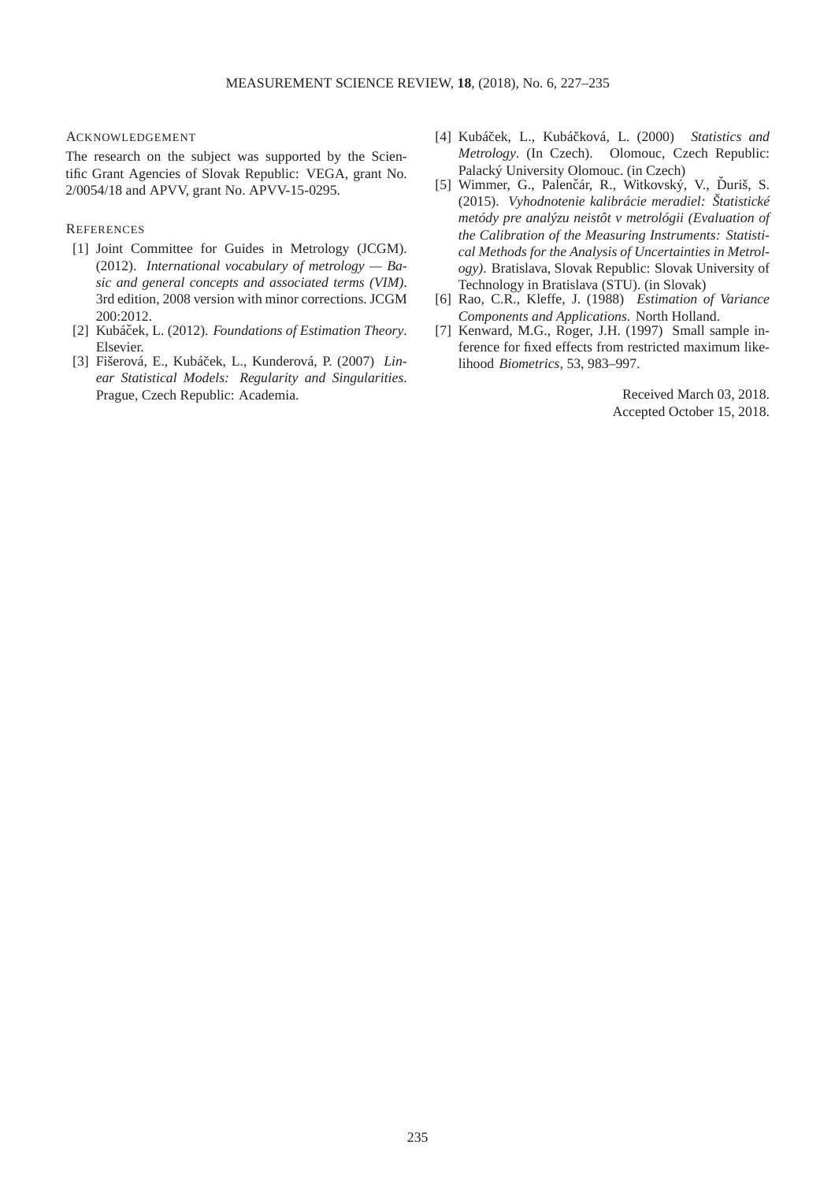## ACKNOWLEDGEMENT

The research on the subject was supported by the Scientific Grant Agencies of Slovak Republic: VEGA, grant No. 2/0054/18 and APVV, grant No. APVV-15-0295.

## REFERENCES

[1] Joint Committee for Guides in Metrology (JCGM). (2012). *International vocabulary of metrology — Basic and general concepts and associated terms (VIM)*. 3rd edition, 2008 version with minor corrections. JCGM 200:2012.

[2] Kubáček, L. (2012). *Foundations of Estimation Theory*. Elsevier.

[3] Fišerová, E., Kubáček, L., Kunderová, P. (2007) *Linear Statistical Models: Regularity and Singularities*. Prague, Czech Republic: Academia.

[4] Kubáček, L., Kubáčková, L. (2000) *Statistics and Metrology*. (In Czech). Olomouc, Czech Republic: Palacký University Olomouc. (in Czech)

[5] Wimmer, G., Palenčár, R., Witkovský, V., Ďuriš, S. (2015). *Vyhodnotenie kalibrácie meradiel: Štatistické metódy pre analýzu neistôt v metrológii (Evaluation of the Calibration of the Measuring Instruments: Statistical Methods for the Analysis of Uncertainties in Metrology)*. Bratislava, Slovak Republic: Slovak University of Technology in Bratislava (STU). (in Slovak)

[6] Rao, C.R., Kleffe, J. (1988) *Estimation of Variance Components and Applications*. North Holland.

[7] Kenward, M.G., Roger, J.H. (1997) Small sample inference for fixed effects from restricted maximum likelihood *Biometrics*, 53, 983–997.

Received March 03, 2018.
Accepted October 15, 2018.